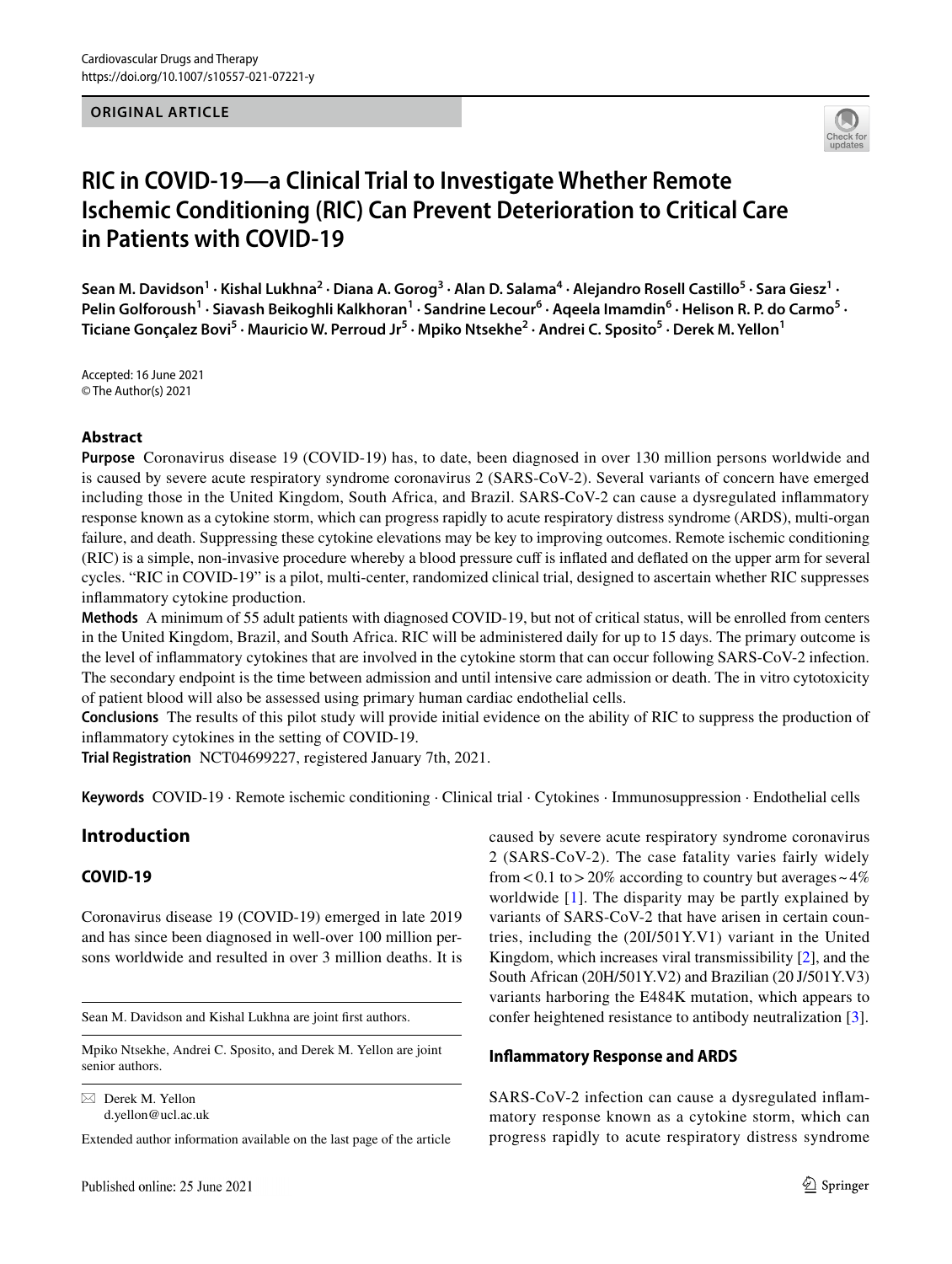**ORIGINAL ARTICLE**

# RIC in COVID-19—a Clinical Trial to Investigate Whether Remote Ischemic Conditioning (RIC) Can Prevent Deterioration to Critical Care in Patients with COVID-19

**Sean M. Davidson[1] · Kishal Lukhna[2] · Diana A. Gorog[3] · Alan D. Salama[4] · Alejandro Rosell Castillo[5] · Sara Giesz[1] · Pelin Golforoush[1] · Siavash Beikoghli Kalkhoran[1] · Sandrine Lecour[6] · Aqeela Imamdin[6] · Helison R. P. do Carmo[5] · Ticiane Gonçalez Bovi[5] · Mauricio W. Perroud Jr[5] · Mpiko Ntsekhe[2] · Andrei C. Sposito[5] · Derek M. Yellon[1]**

Accepted: 16 June 2021
© The Author(s) 2021

## Abstract

**Purpose** Coronavirus disease 19 (COVID-19) has, to date, been diagnosed in over 130 million persons worldwide and is caused by severe acute respiratory syndrome coronavirus 2 (SARS-CoV-2). Several variants of concern have emerged including those in the United Kingdom, South Africa, and Brazil. SARS-CoV-2 can cause a dysregulated inflammatory response known as a cytokine storm, which can progress rapidly to acute respiratory distress syndrome (ARDS), multi-organ failure, and death. Suppressing these cytokine elevations may be key to improving outcomes. Remote ischemic conditioning (RIC) is a simple, non-invasive procedure whereby a blood pressure cuff is inflated and deflated on the upper arm for several cycles. "RIC in COVID-19" is a pilot, multi-center, randomized clinical trial, designed to ascertain whether RIC suppresses inflammatory cytokine production.

**Methods** A minimum of 55 adult patients with diagnosed COVID-19, but not of critical status, will be enrolled from centers in the United Kingdom, Brazil, and South Africa. RIC will be administered daily for up to 15 days. The primary outcome is the level of inflammatory cytokines that are involved in the cytokine storm that can occur following SARS-CoV-2 infection. The secondary endpoint is the time between admission and until intensive care admission or death. The in vitro cytotoxicity of patient blood will also be assessed using primary human cardiac endothelial cells.

**Conclusions** The results of this pilot study will provide initial evidence on the ability of RIC to suppress the production of inflammatory cytokines in the setting of COVID-19.

**Trial Registration** NCT04699227, registered January 7th, 2021.

**Keywords** COVID-19 · Remote ischemic conditioning · Clinical trial · Cytokines · Immunosuppression · Endothelial cells

## Introduction

### COVID-19

Coronavirus disease 19 (COVID-19) emerged in late 2019 and has since been diagnosed in well-over 100 million persons worldwide and resulted in over 3 million deaths. It is caused by severe acute respiratory syndrome coronavirus 2 (SARS-CoV-2). The case fatality varies fairly widely from < 0.1 to > 20% according to country but averages ~ 4% worldwide [1]. The disparity may be partly explained by variants of SARS-CoV-2 that have arisen in certain countries, including the (20I/501Y.V1) variant in the United Kingdom, which increases viral transmissibility [2], and the South African (20H/501Y.V2) and Brazilian (20 J/501Y.V3) variants harboring the E484K mutation, which appears to confer heightened resistance to antibody neutralization [3].

### Inflammatory Response and ARDS

SARS-CoV-2 infection can cause a dysregulated inflammatory response known as a cytokine storm, which can progress rapidly to acute respiratory distress syndrome

---

Sean M. Davidson and Kishal Lukhna are joint first authors.

Mpiko Ntsekhe, Andrei C. Sposito, and Derek M. Yellon are joint senior authors.

✉ Derek M. Yellon
d.yellon@ucl.ac.uk

Extended author information available on the last page of the article

Published online: 25 June 2021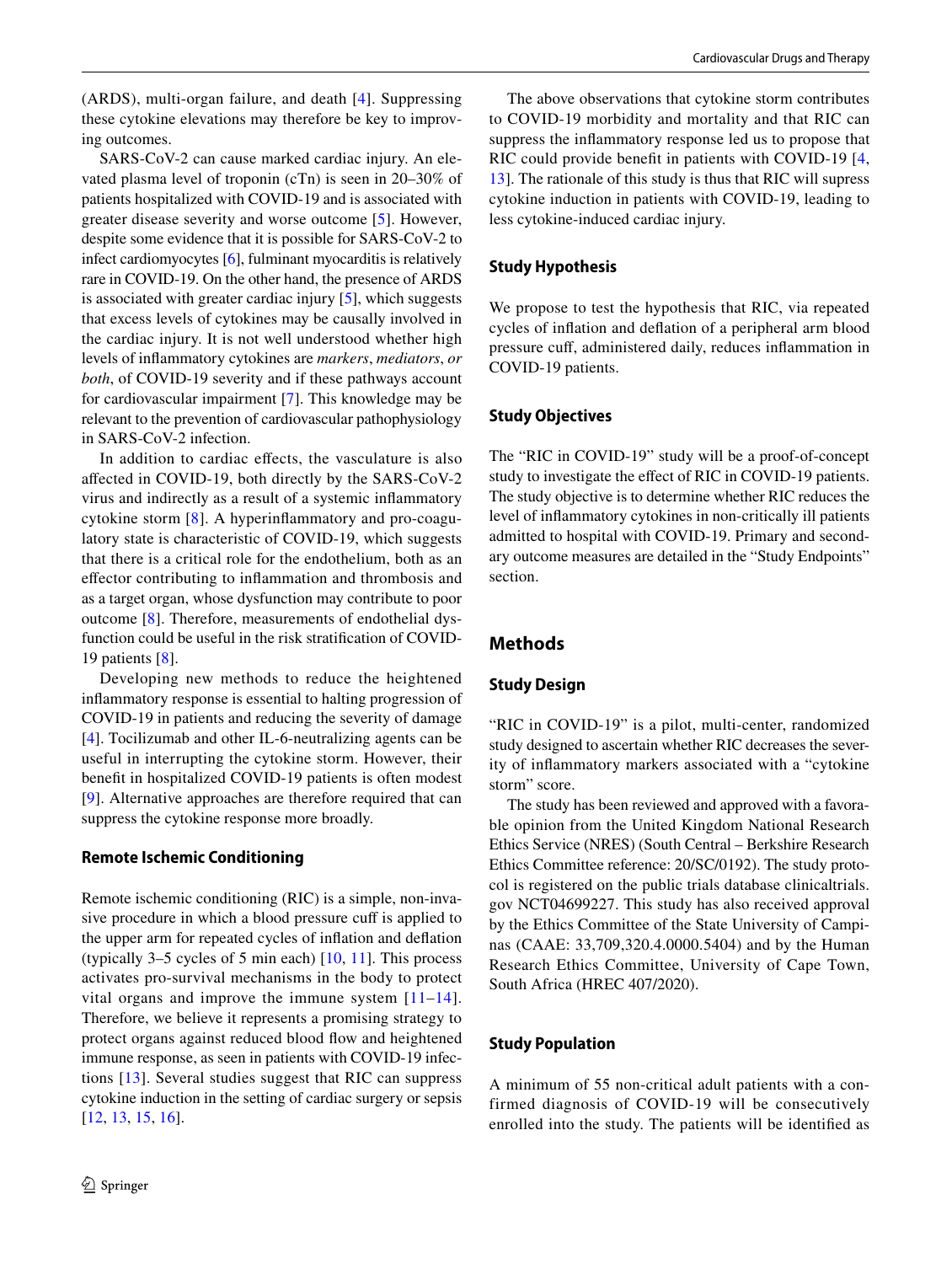(ARDS), multi-organ failure, and death [4]. Suppressing these cytokine elevations may therefore be key to improving outcomes.

SARS-CoV-2 can cause marked cardiac injury. An elevated plasma level of troponin (cTn) is seen in 20–30% of patients hospitalized with COVID-19 and is associated with greater disease severity and worse outcome [5]. However, despite some evidence that it is possible for SARS-CoV-2 to infect cardiomyocytes [6], fulminant myocarditis is relatively rare in COVID-19. On the other hand, the presence of ARDS is associated with greater cardiac injury [5], which suggests that excess levels of cytokines may be causally involved in the cardiac injury. It is not well understood whether high levels of inflammatory cytokines are *markers*, *mediators*, *or both*, of COVID-19 severity and if these pathways account for cardiovascular impairment [7]. This knowledge may be relevant to the prevention of cardiovascular pathophysiology in SARS-CoV-2 infection.

In addition to cardiac effects, the vasculature is also affected in COVID-19, both directly by the SARS-CoV-2 virus and indirectly as a result of a systemic inflammatory cytokine storm [8]. A hyperinflammatory and pro-coagulatory state is characteristic of COVID-19, which suggests that there is a critical role for the endothelium, both as an effector contributing to inflammation and thrombosis and as a target organ, whose dysfunction may contribute to poor outcome [8]. Therefore, measurements of endothelial dysfunction could be useful in the risk stratification of COVID-19 patients [8].

Developing new methods to reduce the heightened inflammatory response is essential to halting progression of COVID-19 in patients and reducing the severity of damage [4]. Tocilizumab and other IL-6-neutralizing agents can be useful in interrupting the cytokine storm. However, their benefit in hospitalized COVID-19 patients is often modest [9]. Alternative approaches are therefore required that can suppress the cytokine response more broadly.

### Remote Ischemic Conditioning

Remote ischemic conditioning (RIC) is a simple, non-invasive procedure in which a blood pressure cuff is applied to the upper arm for repeated cycles of inflation and deflation (typically 3–5 cycles of 5 min each) [10, 11]. This process activates pro-survival mechanisms in the body to protect vital organs and improve the immune system [11–14]. Therefore, we believe it represents a promising strategy to protect organs against reduced blood flow and heightened immune response, as seen in patients with COVID-19 infections [13]. Several studies suggest that RIC can suppress cytokine induction in the setting of cardiac surgery or sepsis [12, 13, 15, 16].

The above observations that cytokine storm contributes to COVID-19 morbidity and mortality and that RIC can suppress the inflammatory response led us to propose that RIC could provide benefit in patients with COVID-19 [4, 13]. The rationale of this study is thus that RIC will supress cytokine induction in patients with COVID-19, leading to less cytokine-induced cardiac injury.

### Study Hypothesis

We propose to test the hypothesis that RIC, via repeated cycles of inflation and deflation of a peripheral arm blood pressure cuff, administered daily, reduces inflammation in COVID-19 patients.

### Study Objectives

The "RIC in COVID-19" study will be a proof-of-concept study to investigate the effect of RIC in COVID-19 patients. The study objective is to determine whether RIC reduces the level of inflammatory cytokines in non-critically ill patients admitted to hospital with COVID-19. Primary and secondary outcome measures are detailed in the "Study Endpoints" section.

## Methods

### Study Design

"RIC in COVID-19" is a pilot, multi-center, randomized study designed to ascertain whether RIC decreases the severity of inflammatory markers associated with a "cytokine storm" score.

The study has been reviewed and approved with a favorable opinion from the United Kingdom National Research Ethics Service (NRES) (South Central – Berkshire Research Ethics Committee reference: 20/SC/0192). The study protocol is registered on the public trials database clinicaltrials.gov NCT04699227. This study has also received approval by the Ethics Committee of the State University of Campinas (CAAE: 33,709,320.4.0000.5404) and by the Human Research Ethics Committee, University of Cape Town, South Africa (HREC 407/2020).

### Study Population

A minimum of 55 non-critical adult patients with a confirmed diagnosis of COVID-19 will be consecutively enrolled into the study. The patients will be identified as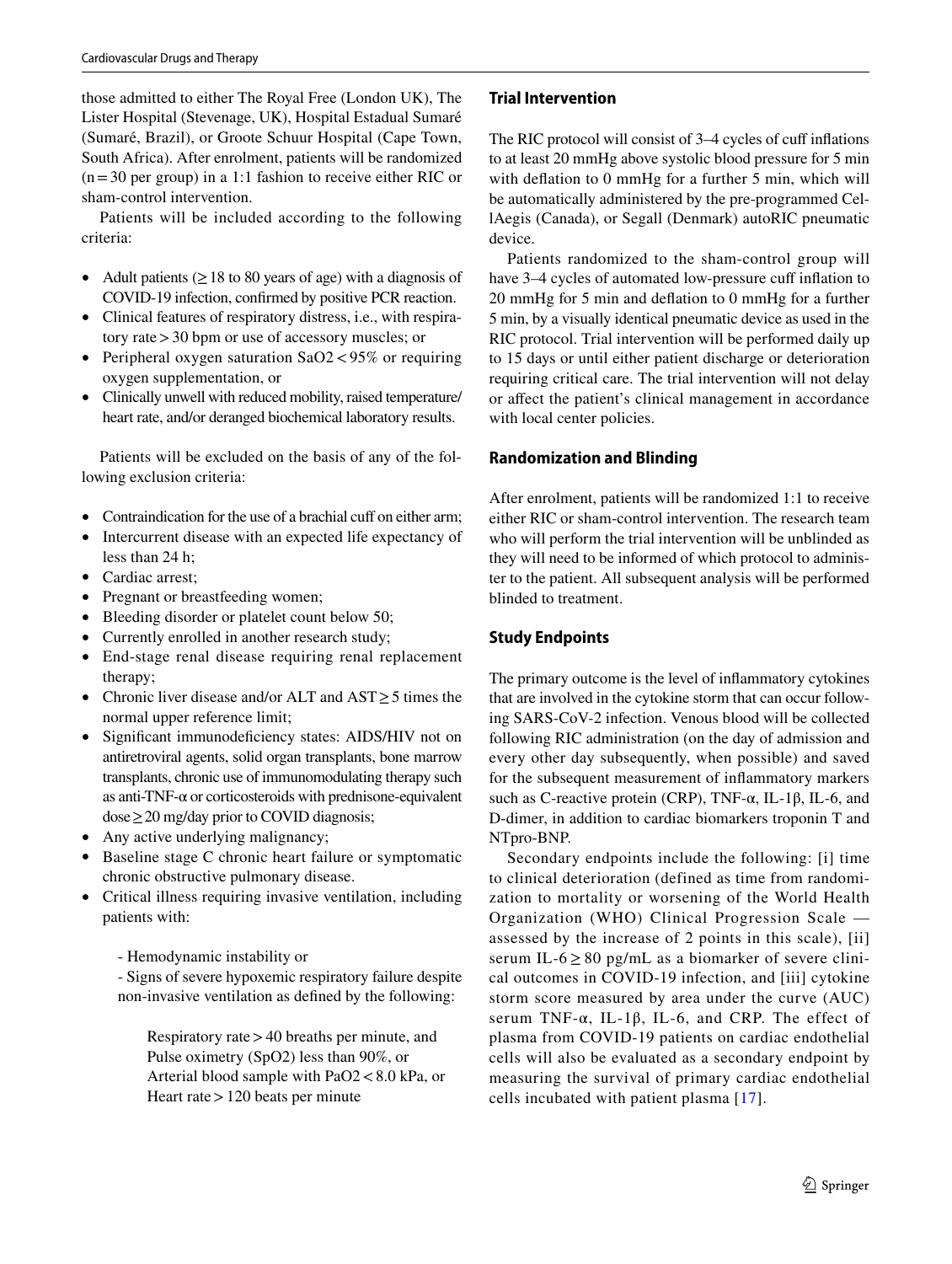those admitted to either The Royal Free (London UK), The Lister Hospital (Stevenage, UK), Hospital Estadual Sumaré (Sumaré, Brazil), or Groote Schuur Hospital (Cape Town, South Africa). After enrolment, patients will be randomized (n = 30 per group) in a 1:1 fashion to receive either RIC or sham-control intervention.

Patients will be included according to the following criteria:

- Adult patients (≥ 18 to 80 years of age) with a diagnosis of COVID-19 infection, confirmed by positive PCR reaction.
- Clinical features of respiratory distress, i.e., with respiratory rate > 30 bpm or use of accessory muscles; or
- Peripheral oxygen saturation $SaO_2$ < 95% or requiring oxygen supplementation, or
- Clinically unwell with reduced mobility, raised temperature/heart rate, and/or deranged biochemical laboratory results.

Patients will be excluded on the basis of any of the following exclusion criteria:

- Contraindication for the use of a brachial cuff on either arm;
- Intercurrent disease with an expected life expectancy of less than 24 h;
- Cardiac arrest;
- Pregnant or breastfeeding women;
- Bleeding disorder or platelet count below 50;
- Currently enrolled in another research study;
- End-stage renal disease requiring renal replacement therapy;
- Chronic liver disease and/or ALT and AST ≥ 5 times the normal upper reference limit;
- Significant immunodeficiency states: AIDS/HIV not on antiretroviral agents, solid organ transplants, bone marrow transplants, chronic use of immunomodulating therapy such as anti-TNF-α or corticosteroids with prednisone-equivalent dose ≥ 20 mg/day prior to COVID diagnosis;
- Any active underlying malignancy;
- Baseline stage C chronic heart failure or symptomatic chronic obstructive pulmonary disease.
- Critical illness requiring invasive ventilation, including patients with:

  - Hemodynamic instability or
  - Signs of severe hypoxemic respiratory failure despite non-invasive ventilation as defined by the following:

    Respiratory rate > 40 breaths per minute, and
    Pulse oximetry ($SpO_2$) less than 90%, or
    Arterial blood sample with $PaO_2$ < 8.0 kPa, or
    Heart rate > 120 beats per minute

## Trial Intervention

The RIC protocol will consist of 3–4 cycles of cuff inflations to at least 20 mmHg above systolic blood pressure for 5 min with deflation to 0 mmHg for a further 5 min, which will be automatically administered by the pre-programmed CellAegis (Canada), or Segall (Denmark) autoRIC pneumatic device.

Patients randomized to the sham-control group will have 3–4 cycles of automated low-pressure cuff inflation to 20 mmHg for 5 min and deflation to 0 mmHg for a further 5 min, by a visually identical pneumatic device as used in the RIC protocol. Trial intervention will be performed daily up to 15 days or until either patient discharge or deterioration requiring critical care. The trial intervention will not delay or affect the patient's clinical management in accordance with local center policies.

## Randomization and Blinding

After enrolment, patients will be randomized 1:1 to receive either RIC or sham-control intervention. The research team who will perform the trial intervention will be unblinded as they will need to be informed of which protocol to administer to the patient. All subsequent analysis will be performed blinded to treatment.

## Study Endpoints

The primary outcome is the level of inflammatory cytokines that are involved in the cytokine storm that can occur following SARS-CoV-2 infection. Venous blood will be collected following RIC administration (on the day of admission and every other day subsequently, when possible) and saved for the subsequent measurement of inflammatory markers such as C-reactive protein (CRP), TNF-α, IL-1β, IL-6, and D-dimer, in addition to cardiac biomarkers troponin T and NTpro-BNP.

Secondary endpoints include the following: [i] time to clinical deterioration (defined as time from randomization to mortality or worsening of the World Health Organization (WHO) Clinical Progression Scale — assessed by the increase of 2 points in this scale), [ii] serum IL-6 ≥ 80 pg/mL as a biomarker of severe clinical outcomes in COVID-19 infection, and [iii] cytokine storm score measured by area under the curve (AUC) serum TNF-α, IL-1β, IL-6, and CRP. The effect of plasma from COVID-19 patients on cardiac endothelial cells will also be evaluated as a secondary endpoint by measuring the survival of primary cardiac endothelial cells incubated with patient plasma [17].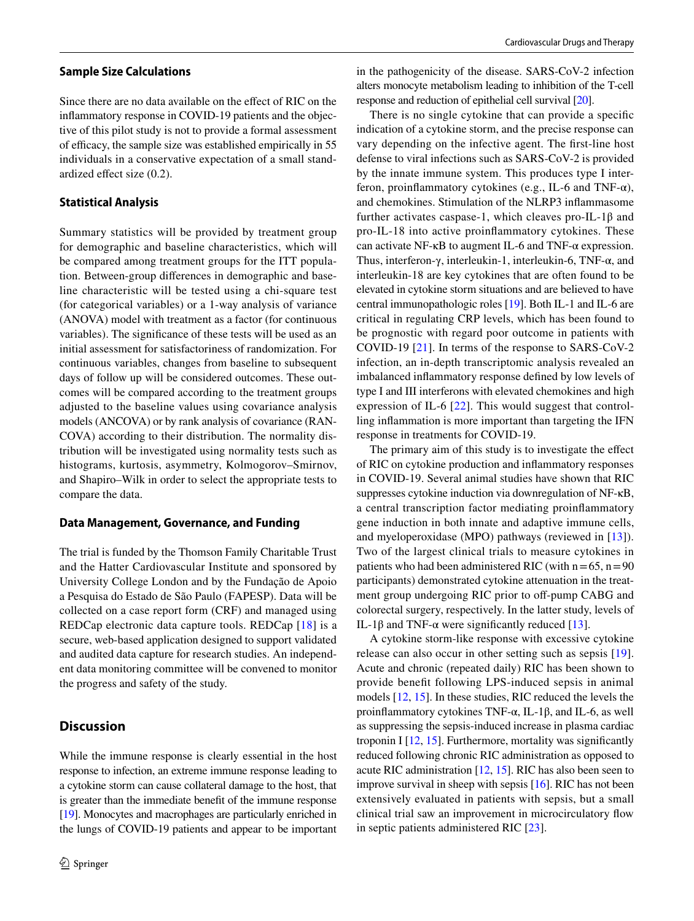### Sample Size Calculations

Since there are no data available on the effect of RIC on the inflammatory response in COVID-19 patients and the objective of this pilot study is not to provide a formal assessment of efficacy, the sample size was established empirically in 55 individuals in a conservative expectation of a small standardized effect size (0.2).

### Statistical Analysis

Summary statistics will be provided by treatment group for demographic and baseline characteristics, which will be compared among treatment groups for the ITT population. Between-group differences in demographic and baseline characteristic will be tested using a chi-square test (for categorical variables) or a 1-way analysis of variance (ANOVA) model with treatment as a factor (for continuous variables). The significance of these tests will be used as an initial assessment for satisfactoriness of randomization. For continuous variables, changes from baseline to subsequent days of follow up will be considered outcomes. These outcomes will be compared according to the treatment groups adjusted to the baseline values using covariance analysis models (ANCOVA) or by rank analysis of covariance (RANCOVA) according to their distribution. The normality distribution will be investigated using normality tests such as histograms, kurtosis, asymmetry, Kolmogorov–Smirnov, and Shapiro–Wilk in order to select the appropriate tests to compare the data.

### Data Management, Governance, and Funding

The trial is funded by the Thomson Family Charitable Trust and the Hatter Cardiovascular Institute and sponsored by University College London and by the Fundação de Apoio a Pesquisa do Estado de São Paulo (FAPESP). Data will be collected on a case report form (CRF) and managed using REDCap electronic data capture tools. REDCap [18] is a secure, web-based application designed to support validated and audited data capture for research studies. An independent data monitoring committee will be convened to monitor the progress and safety of the study.

## Discussion

While the immune response is clearly essential in the host response to infection, an extreme immune response leading to a cytokine storm can cause collateral damage to the host, that is greater than the immediate benefit of the immune response [19]. Monocytes and macrophages are particularly enriched in the lungs of COVID-19 patients and appear to be important in the pathogenicity of the disease. SARS-CoV-2 infection alters monocyte metabolism leading to inhibition of the T-cell response and reduction of epithelial cell survival [20].

There is no single cytokine that can provide a specific indication of a cytokine storm, and the precise response can vary depending on the infective agent. The first-line host defense to viral infections such as SARS-CoV-2 is provided by the innate immune system. This produces type I interferon, proinflammatory cytokines (e.g., IL-6 and TNF-α), and chemokines. Stimulation of the NLRP3 inflammasome further activates caspase-1, which cleaves pro-IL-1β and pro-IL-18 into active proinflammatory cytokines. These can activate NF-κB to augment IL-6 and TNF-α expression. Thus, interferon-γ, interleukin-1, interleukin-6, TNF-α, and interleukin-18 are key cytokines that are often found to be elevated in cytokine storm situations and are believed to have central immunopathologic roles [19]. Both IL-1 and IL-6 are critical in regulating CRP levels, which has been found to be prognostic with regard poor outcome in patients with COVID-19 [21]. In terms of the response to SARS-CoV-2 infection, an in-depth transcriptomic analysis revealed an imbalanced inflammatory response defined by low levels of type I and III interferons with elevated chemokines and high expression of IL-6 [22]. This would suggest that controlling inflammation is more important than targeting the IFN response in treatments for COVID-19.

The primary aim of this study is to investigate the effect of RIC on cytokine production and inflammatory responses in COVID-19. Several animal studies have shown that RIC suppresses cytokine induction via downregulation of NF-κB, a central transcription factor mediating proinflammatory gene induction in both innate and adaptive immune cells, and myeloperoxidase (MPO) pathways (reviewed in [13]). Two of the largest clinical trials to measure cytokines in patients who had been administered RIC (with n = 65, n = 90 participants) demonstrated cytokine attenuation in the treatment group undergoing RIC prior to off-pump CABG and colorectal surgery, respectively. In the latter study, levels of IL-1β and TNF-α were significantly reduced [13].

A cytokine storm-like response with excessive cytokine release can also occur in other setting such as sepsis [19]. Acute and chronic (repeated daily) RIC has been shown to provide benefit following LPS-induced sepsis in animal models [12, 15]. In these studies, RIC reduced the levels the proinflammatory cytokines TNF-α, IL-1β, and IL-6, as well as suppressing the sepsis-induced increase in plasma cardiac troponin I [12, 15]. Furthermore, mortality was significantly reduced following chronic RIC administration as opposed to acute RIC administration [12, 15]. RIC has also been seen to improve survival in sheep with sepsis [16]. RIC has not been extensively evaluated in patients with sepsis, but a small clinical trial saw an improvement in microcirculatory flow in septic patients administered RIC [23].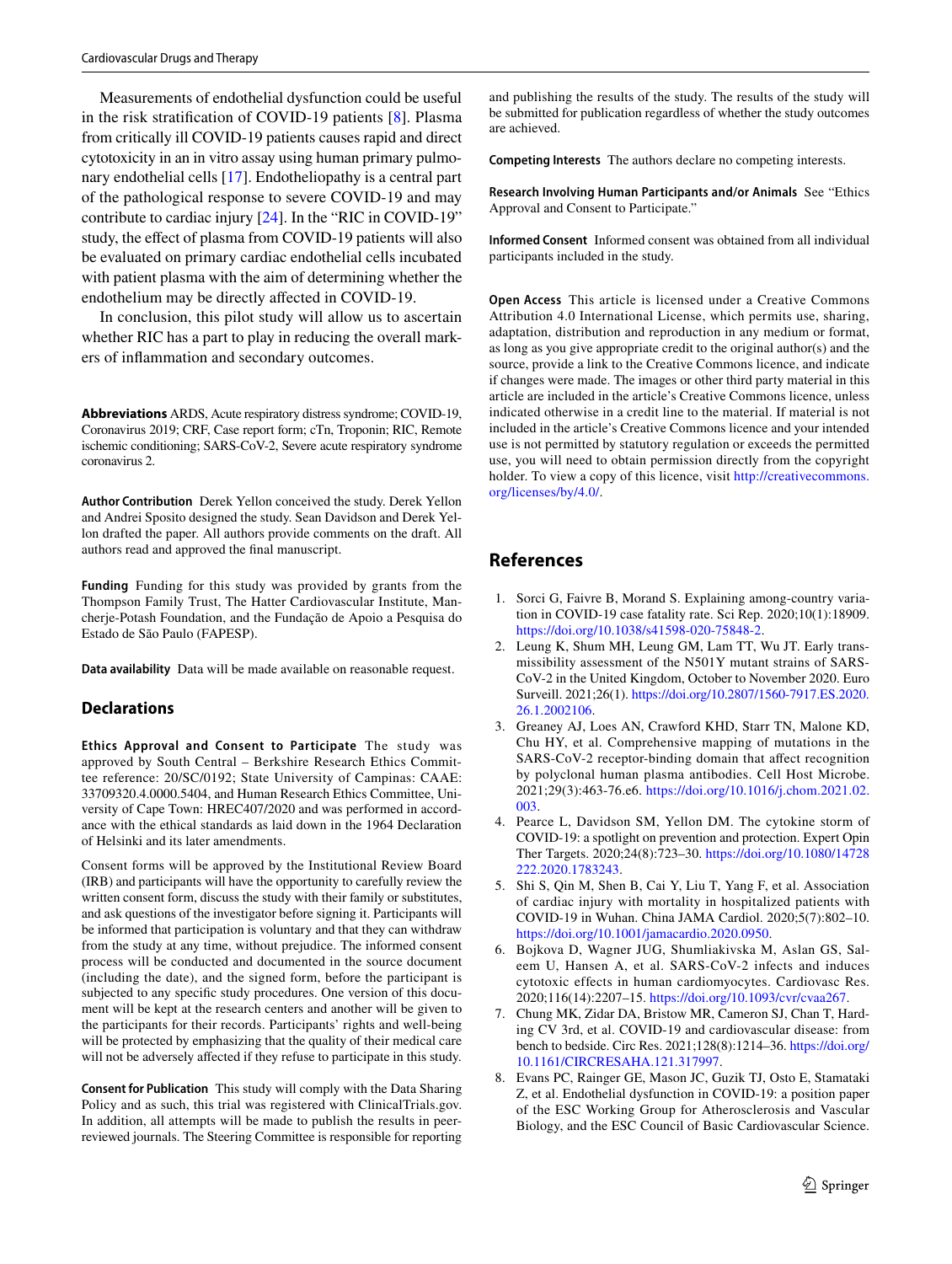Measurements of endothelial dysfunction could be useful in the risk stratification of COVID-19 patients [8]. Plasma from critically ill COVID-19 patients causes rapid and direct cytotoxicity in an in vitro assay using human primary pulmonary endothelial cells [17]. Endotheliopathy is a central part of the pathological response to severe COVID-19 and may contribute to cardiac injury [24]. In the "RIC in COVID-19" study, the effect of plasma from COVID-19 patients will also be evaluated on primary cardiac endothelial cells incubated with patient plasma with the aim of determining whether the endothelium may be directly affected in COVID-19.

In conclusion, this pilot study will allow us to ascertain whether RIC has a part to play in reducing the overall markers of inflammation and secondary outcomes.

**Abbreviations** ARDS, Acute respiratory distress syndrome; COVID-19, Coronavirus 2019; CRF, Case report form; cTn, Troponin; RIC, Remote ischemic conditioning; SARS-CoV-2, Severe acute respiratory syndrome coronavirus 2.

**Author Contribution** Derek Yellon conceived the study. Derek Yellon and Andrei Sposito designed the study. Sean Davidson and Derek Yellon drafted the paper. All authors provide comments on the draft. All authors read and approved the final manuscript.

**Funding** Funding for this study was provided by grants from the Thompson Family Trust, The Hatter Cardiovascular Institute, Mancherje-Potash Foundation, and the Fundação de Apoio a Pesquisa do Estado de São Paulo (FAPESP).

**Data availability** Data will be made available on reasonable request.

## Declarations

**Ethics Approval and Consent to Participate** The study was approved by South Central – Berkshire Research Ethics Committee reference: 20/SC/0192; State University of Campinas: CAAE: 33709320.4.0000.5404, and Human Research Ethics Committee, University of Cape Town: HREC407/2020 and was performed in accordance with the ethical standards as laid down in the 1964 Declaration of Helsinki and its later amendments.

Consent forms will be approved by the Institutional Review Board (IRB) and participants will have the opportunity to carefully review the written consent form, discuss the study with their family or substitutes, and ask questions of the investigator before signing it. Participants will be informed that participation is voluntary and that they can withdraw from the study at any time, without prejudice. The informed consent process will be conducted and documented in the source document (including the date), and the signed form, before the participant is subjected to any specific study procedures. One version of this document will be kept at the research centers and another will be given to the participants for their records. Participants' rights and well-being will be protected by emphasizing that the quality of their medical care will not be adversely affected if they refuse to participate in this study.

**Consent for Publication** This study will comply with the Data Sharing Policy and as such, this trial was registered with ClinicalTrials.gov. In addition, all attempts will be made to publish the results in peer-reviewed journals. The Steering Committee is responsible for reporting and publishing the results of the study. The results of the study will be submitted for publication regardless of whether the study outcomes are achieved.

**Competing Interests** The authors declare no competing interests.

**Research Involving Human Participants and/or Animals** See "Ethics Approval and Consent to Participate."

**Informed Consent** Informed consent was obtained from all individual participants included in the study.

**Open Access** This article is licensed under a Creative Commons Attribution 4.0 International License, which permits use, sharing, adaptation, distribution and reproduction in any medium or format, as long as you give appropriate credit to the original author(s) and the source, provide a link to the Creative Commons licence, and indicate if changes were made. The images or other third party material in this article are included in the article's Creative Commons licence, unless indicated otherwise in a credit line to the material. If material is not included in the article's Creative Commons licence and your intended use is not permitted by statutory regulation or exceeds the permitted use, you will need to obtain permission directly from the copyright holder. To view a copy of this licence, visit http://creativecommons.org/licenses/by/4.0/.

## References

1. Sorci G, Faivre B, Morand S. Explaining among-country variation in COVID-19 case fatality rate. Sci Rep. 2020;10(1):18909. https://doi.org/10.1038/s41598-020-75848-2.
2. Leung K, Shum MH, Leung GM, Lam TT, Wu JT. Early transmissibility assessment of the N501Y mutant strains of SARS-CoV-2 in the United Kingdom, October to November 2020. Euro Surveill. 2021;26(1). https://doi.org/10.2807/1560-7917.ES.2020.26.1.2002106.
3. Greaney AJ, Loes AN, Crawford KHD, Starr TN, Malone KD, Chu HY, et al. Comprehensive mapping of mutations in the SARS-CoV-2 receptor-binding domain that affect recognition by polyclonal human plasma antibodies. Cell Host Microbe. 2021;29(3):463-76.e6. https://doi.org/10.1016/j.chom.2021.02.003.
4. Pearce L, Davidson SM, Yellon DM. The cytokine storm of COVID-19: a spotlight on prevention and protection. Expert Opin Ther Targets. 2020;24(8):723–30. https://doi.org/10.1080/14728222.2020.1783243.
5. Shi S, Qin M, Shen B, Cai Y, Liu T, Yang F, et al. Association of cardiac injury with mortality in hospitalized patients with COVID-19 in Wuhan. China JAMA Cardiol. 2020;5(7):802–10. https://doi.org/10.1001/jamacardio.2020.0950.
6. Bojkova D, Wagner JUG, Shumliakivska M, Aslan GS, Saleem U, Hansen A, et al. SARS-CoV-2 infects and induces cytotoxic effects in human cardiomyocytes. Cardiovasc Res. 2020;116(14):2207–15. https://doi.org/10.1093/cvr/cvaa267.
7. Chung MK, Zidar DA, Bristow MR, Cameron SJ, Chan T, Harding CV 3rd, et al. COVID-19 and cardiovascular disease: from bench to bedside. Circ Res. 2021;128(8):1214–36. https://doi.org/10.1161/CIRCRESAHA.121.317997.
8. Evans PC, Rainger GE, Mason JC, Guzik TJ, Osto E, Stamataki Z, et al. Endothelial dysfunction in COVID-19: a position paper of the ESC Working Group for Atherosclerosis and Vascular Biology, and the ESC Council of Basic Cardiovascular Science.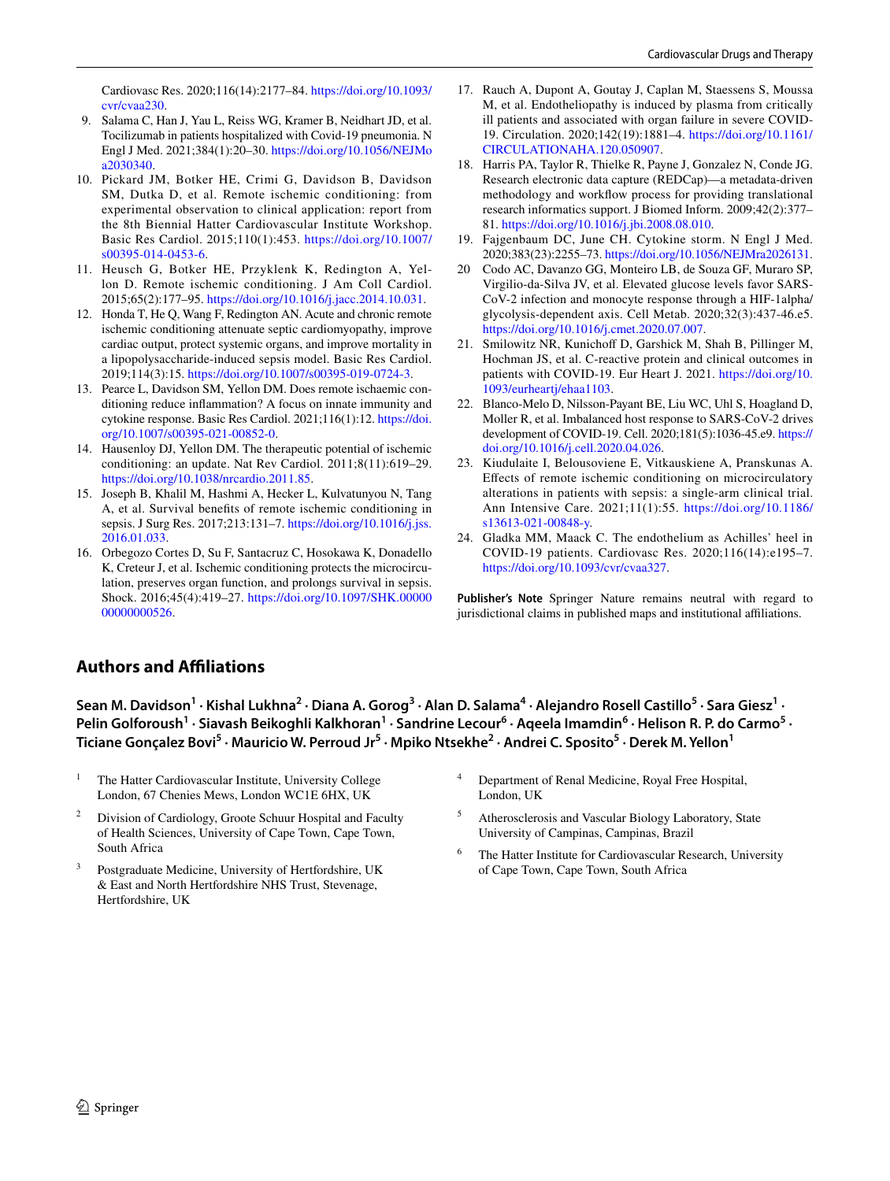Cardiovasc Res. 2020;116(14):2177–84. https://doi.org/10.1093/cvr/cvaa230.

9. Salama C, Han J, Yau L, Reiss WG, Kramer B, Neidhart JD, et al. Tocilizumab in patients hospitalized with Covid-19 pneumonia. N Engl J Med. 2021;384(1):20–30. https://doi.org/10.1056/NEJMoa2030340.
10. Pickard JM, Botker HE, Crimi G, Davidson B, Davidson SM, Dutka D, et al. Remote ischemic conditioning: from experimental observation to clinical application: report from the 8th Biennial Hatter Cardiovascular Institute Workshop. Basic Res Cardiol. 2015;110(1):453. https://doi.org/10.1007/s00395-014-0453-6.
11. Heusch G, Botker HE, Przyklenk K, Redington A, Yellon D. Remote ischemic conditioning. J Am Coll Cardiol. 2015;65(2):177–95. https://doi.org/10.1016/j.jacc.2014.10.031.
12. Honda T, He Q, Wang F, Redington AN. Acute and chronic remote ischemic conditioning attenuate septic cardiomyopathy, improve cardiac output, protect systemic organs, and improve mortality in a lipopolysaccharide-induced sepsis model. Basic Res Cardiol. 2019;114(3):15. https://doi.org/10.1007/s00395-019-0724-3.
13. Pearce L, Davidson SM, Yellon DM. Does remote ischaemic conditioning reduce inflammation? A focus on innate immunity and cytokine response. Basic Res Cardiol. 2021;116(1):12. https://doi.org/10.1007/s00395-021-00852-0.
14. Hausenloy DJ, Yellon DM. The therapeutic potential of ischemic conditioning: an update. Nat Rev Cardiol. 2011;8(11):619–29. https://doi.org/10.1038/nrcardio.2011.85.
15. Joseph B, Khalil M, Hashmi A, Hecker L, Kulvatunyou N, Tang A, et al. Survival benefits of remote ischemic conditioning in sepsis. J Surg Res. 2017;213:131–7. https://doi.org/10.1016/j.jss.2016.01.033.
16. Orbegozo Cortes D, Su F, Santacruz C, Hosokawa K, Donadello K, Creteur J, et al. Ischemic conditioning protects the microcirculation, preserves organ function, and prolongs survival in sepsis. Shock. 2016;45(4):419–27. https://doi.org/10.1097/SHK.0000000000000526.
17. Rauch A, Dupont A, Goutay J, Caplan M, Staessens S, Moussa M, et al. Endotheliopathy is induced by plasma from critically ill patients and associated with organ failure in severe COVID-19. Circulation. 2020;142(19):1881–4. https://doi.org/10.1161/CIRCULATIONAHA.120.050907.
18. Harris PA, Taylor R, Thielke R, Payne J, Gonzalez N, Conde JG. Research electronic data capture (REDCap)—a metadata-driven methodology and workflow process for providing translational research informatics support. J Biomed Inform. 2009;42(2):377–81. https://doi.org/10.1016/j.jbi.2008.08.010.
19. Fajgenbaum DC, June CH. Cytokine storm. N Engl J Med. 2020;383(23):2255–73. https://doi.org/10.1056/NEJMra2026131.
20. Codo AC, Davanzo GG, Monteiro LB, de Souza GF, Muraro SP, Virgilio-da-Silva JV, et al. Elevated glucose levels favor SARS-CoV-2 infection and monocyte response through a HIF-1alpha/glycolysis-dependent axis. Cell Metab. 2020;32(3):437-46.e5. https://doi.org/10.1016/j.cmet.2020.07.007.
21. Smilowitz NR, Kunichoff D, Garshick M, Shah B, Pillinger M, Hochman JS, et al. C-reactive protein and clinical outcomes in patients with COVID-19. Eur Heart J. 2021. https://doi.org/10.1093/eurheartj/ehaa1103.
22. Blanco-Melo D, Nilsson-Payant BE, Liu WC, Uhl S, Hoagland D, Moller R, et al. Imbalanced host response to SARS-CoV-2 drives development of COVID-19. Cell. 2020;181(5):1036-45.e9. https://doi.org/10.1016/j.cell.2020.04.026.
23. Kiudulaite I, Belousoviene E, Vitkauskiene A, Pranskunas A. Effects of remote ischemic conditioning on microcirculatory alterations in patients with sepsis: a single-arm clinical trial. Ann Intensive Care. 2021;11(1):55. https://doi.org/10.1186/s13613-021-00848-y.
24. Gladka MM, Maack C. The endothelium as Achilles' heel in COVID-19 patients. Cardiovasc Res. 2020;116(14):e195–7. https://doi.org/10.1093/cvr/cvaa327.

**Publisher's Note** Springer Nature remains neutral with regard to jurisdictional claims in published maps and institutional affiliations.

## Authors and Affiliations

**Sean M. Davidson[1] · Kishal Lukhna[2] · Diana A. Gorog[3] · Alan D. Salama[4] · Alejandro Rosell Castillo[5] · Sara Giesz[1] · Pelin Golforoush[1] · Siavash Beikoghli Kalkhoran[1] · Sandrine Lecour[6] · Aqeela Imamdin[6] · Helison R. P. do Carmo[5] · Ticiane Gonçalez Bovi[5] · Mauricio W. Perroud Jr[5] · Mpiko Ntsekhe[2] · Andrei C. Sposito[5] · Derek M. Yellon[1]**

[1] The Hatter Cardiovascular Institute, University College London, 67 Chenies Mews, London WC1E 6HX, UK

[2] Division of Cardiology, Groote Schuur Hospital and Faculty of Health Sciences, University of Cape Town, Cape Town, South Africa

[3] Postgraduate Medicine, University of Hertfordshire, UK & East and North Hertfordshire NHS Trust, Stevenage, Hertfordshire, UK

[4] Department of Renal Medicine, Royal Free Hospital, London, UK

[5] Atherosclerosis and Vascular Biology Laboratory, State University of Campinas, Campinas, Brazil

[6] The Hatter Institute for Cardiovascular Research, University of Cape Town, Cape Town, South Africa